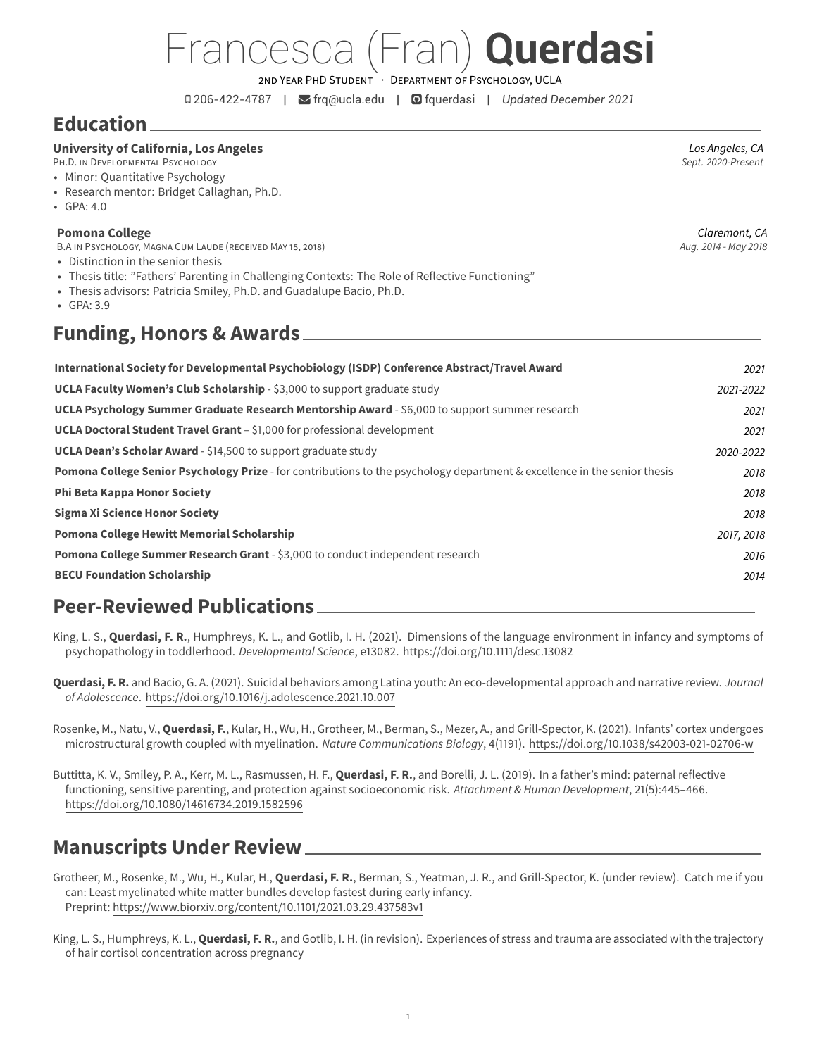# Francesca (Fran) **Querdasi**

2nd Year PhD Student · Department of Psychology, UCLA

206-422-4787 | frq@ucla.edu | fquerdasi | *Updated December 2021*

## Education

**University of California, Los Angeles** *Los Angeles, CA*
Ph.D. in Developmental Psychology *Sept. 2020-Present*

- Minor: Quantitative Psychology
- Research mentor: Bridget Callaghan, Ph.D.
- GPA: 4.0

**Pomona College** *Claremont, CA*
B.A in Psychology, Magna Cum Laude (received May 15, 2018) *Aug. 2014 - May 2018*

- Distinction in the senior thesis
- Thesis title: "Fathers' Parenting in Challenging Contexts: The Role of Reflective Functioning"
- Thesis advisors: Patricia Smiley, Ph.D. and Guadalupe Bacio, Ph.D.
- GPA: 3.9

## Funding, Honors & Awards

**International Society for Developmental Psychobiology (ISDP) Conference Abstract/Travel Award** *2021*

**UCLA Faculty Women's Club Scholarship** - $3,000 to support graduate study *2021-2022*

**UCLA Psychology Summer Graduate Research Mentorship Award** - $6,000 to support summer research *2021*

**UCLA Doctoral Student Travel Grant** – $1,000 for professional development *2021*

**UCLA Dean's Scholar Award** - $14,500 to support graduate study *2020-2022*

**Pomona College Senior Psychology Prize** - for contributions to the psychology department & excellence in the senior thesis *2018*

**Phi Beta Kappa Honor Society** *2018*

**Sigma Xi Science Honor Society** *2018*

**Pomona College Hewitt Memorial Scholarship** *2017, 2018*

**Pomona College Summer Research Grant** - $3,000 to conduct independent research *2016*

**BECU Foundation Scholarship** *2014*

## Peer-Reviewed Publications

King, L. S., **Querdasi, F. R.**, Humphreys, K. L., and Gotlib, I. H. (2021). Dimensions of the language environment in infancy and symptoms of psychopathology in toddlerhood. *Developmental Science*, e13082. https://doi.org/10.1111/desc.13082

**Querdasi, F. R.** and Bacio, G. A. (2021). Suicidal behaviors among Latina youth: An eco-developmental approach and narrative review. *Journal of Adolescence*. https://doi.org/10.1016/j.adolescence.2021.10.007

Rosenke, M., Natu, V., **Querdasi, F.**, Kular, H., Wu, H., Grotheer, M., Berman, S., Mezer, A., and Grill-Spector, K. (2021). Infants' cortex undergoes microstructural growth coupled with myelination. *Nature Communications Biology*, 4(1191). https://doi.org/10.1038/s42003-021-02706-w

Buttitta, K. V., Smiley, P. A., Kerr, M. L., Rasmussen, H. F., **Querdasi, F. R.**, and Borelli, J. L. (2019). In a father's mind: paternal reflective functioning, sensitive parenting, and protection against socioeconomic risk. *Attachment & Human Development*, 21(5):445–466. https://doi.org/10.1080/14616734.2019.1582596

## Manuscripts Under Review

Grotheer, M., Rosenke, M., Wu, H., Kular, H., **Querdasi, F. R.**, Berman, S., Yeatman, J. R., and Grill-Spector, K. (under review). Catch me if you can: Least myelinated white matter bundles develop fastest during early infancy. Preprint: https://www.biorxiv.org/content/10.1101/2021.03.29.437583v1

King, L. S., Humphreys, K. L., **Querdasi, F. R.**, and Gotlib, I. H. (in revision). Experiences of stress and trauma are associated with the trajectory of hair cortisol concentration across pregnancy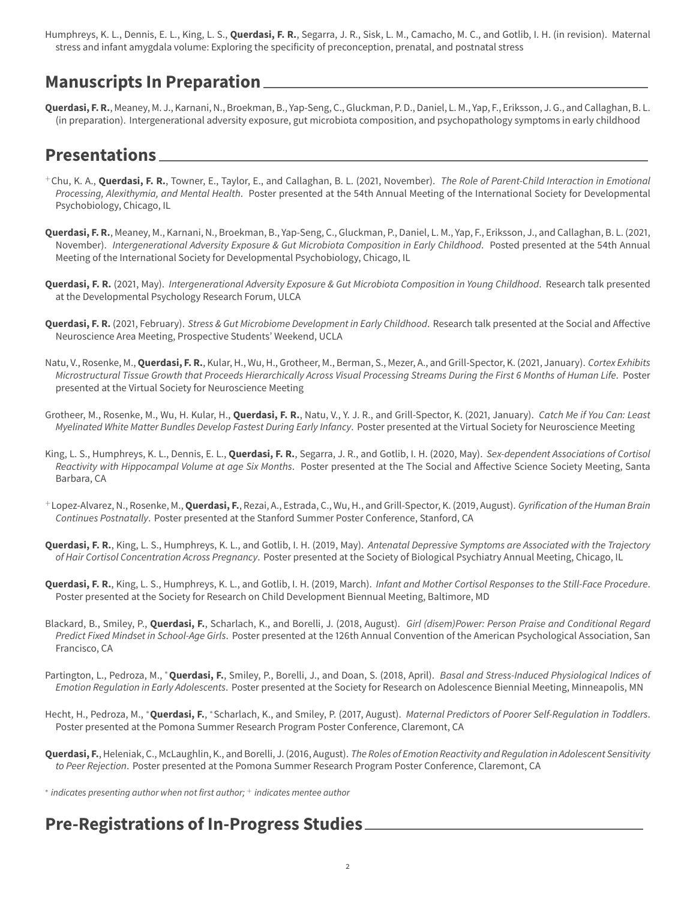Humphreys, K. L., Dennis, E. L., King, L. S., **Querdasi, F. R.**, Segarra, J. R., Sisk, L. M., Camacho, M. C., and Gotlib, I. H. (in revision). Maternal stress and infant amygdala volume: Exploring the specificity of preconception, prenatal, and postnatal stress

## Manuscripts In Preparation

**Querdasi, F. R.**, Meaney, M. J., Karnani, N., Broekman, B., Yap-Seng, C., Gluckman, P. D., Daniel, L. M., Yap, F., Eriksson, J. G., and Callaghan, B. L. (in preparation). Intergenerational adversity exposure, gut microbiota composition, and psychopathology symptoms in early childhood

## Presentations

+Chu, K. A., **Querdasi, F. R.**, Towner, E., Taylor, E., and Callaghan, B. L. (2021, November). *The Role of Parent-Child Interaction in Emotional Processing, Alexithymia, and Mental Health*. Poster presented at the 54th Annual Meeting of the International Society for Developmental Psychobiology, Chicago, IL

**Querdasi, F. R.**, Meaney, M., Karnani, N., Broekman, B., Yap-Seng, C., Gluckman, P., Daniel, L. M., Yap, F., Eriksson, J., and Callaghan, B. L. (2021, November). *Intergenerational Adversity Exposure & Gut Microbiota Composition in Early Childhood*. Posted presented at the 54th Annual Meeting of the International Society for Developmental Psychobiology, Chicago, IL

**Querdasi, F. R.** (2021, May). *Intergenerational Adversity Exposure & Gut Microbiota Composition in Young Childhood*. Research talk presented at the Developmental Psychology Research Forum, ULCA

**Querdasi, F. R.** (2021, February). *Stress & Gut Microbiome Development in Early Childhood*. Research talk presented at the Social and Affective Neuroscience Area Meeting, Prospective Students' Weekend, UCLA

Natu, V., Rosenke, M., **Querdasi, F. R.**, Kular, H., Wu, H., Grotheer, M., Berman, S., Mezer, A., and Grill-Spector, K. (2021, January). *Cortex Exhibits Microstructural Tissue Growth that Proceeds Hierarchically Across Visual Processing Streams During the First 6 Months of Human Life*. Poster presented at the Virtual Society for Neuroscience Meeting

Grotheer, M., Rosenke, M., Wu, H. Kular, H., **Querdasi, F. R.**, Natu, V., Y. J. R., and Grill-Spector, K. (2021, January). *Catch Me if You Can: Least Myelinated White Matter Bundles Develop Fastest During Early Infancy*. Poster presented at the Virtual Society for Neuroscience Meeting

King, L. S., Humphreys, K. L., Dennis, E. L., **Querdasi, F. R.**, Segarra, J. R., and Gotlib, I. H. (2020, May). *Sex-dependent Associations of Cortisol Reactivity with Hippocampal Volume at age Six Months*. Poster presented at the The Social and Affective Science Society Meeting, Santa Barbara, CA

+Lopez-Alvarez, N., Rosenke, M., **Querdasi, F.**, Rezai, A., Estrada, C., Wu, H., and Grill-Spector, K. (2019, August). *Gyrification of the Human Brain Continues Postnatally*. Poster presented at the Stanford Summer Poster Conference, Stanford, CA

**Querdasi, F. R.**, King, L. S., Humphreys, K. L., and Gotlib, I. H. (2019, May). *Antenatal Depressive Symptoms are Associated with the Trajectory of Hair Cortisol Concentration Across Pregnancy*. Poster presented at the Society of Biological Psychiatry Annual Meeting, Chicago, IL

**Querdasi, F. R.**, King, L. S., Humphreys, K. L., and Gotlib, I. H. (2019, March). *Infant and Mother Cortisol Responses to the Still-Face Procedure*. Poster presented at the Society for Research on Child Development Biennual Meeting, Baltimore, MD

Blackard, B., Smiley, P., **Querdasi, F.**, Scharlach, K., and Borelli, J. (2018, August). *Girl (disem)Power: Person Praise and Conditional Regard Predict Fixed Mindset in School-Age Girls*. Poster presented at the 126th Annual Convention of the American Psychological Association, San Francisco, CA

Partington, L., Pedroza, M., ***Querdasi, F.**, Smiley, P., Borelli, J., and Doan, S. (2018, April). *Basal and Stress-Induced Physiological Indices of Emotion Regulation in Early Adolescents*. Poster presented at the Society for Research on Adolescence Biennial Meeting, Minneapolis, MN

Hecht, H., Pedroza, M., ***Querdasi, F.**, *Scharlach, K., and Smiley, P. (2017, August). *Maternal Predictors of Poorer Self-Regulation in Toddlers*. Poster presented at the Pomona Summer Research Program Poster Conference, Claremont, CA

**Querdasi, F.**, Heleniak, C., McLaughlin, K., and Borelli, J. (2016, August). *The Roles of Emotion Reactivity and Regulation in Adolescent Sensitivity to Peer Rejection*. Poster presented at the Pomona Summer Research Program Poster Conference, Claremont, CA

* *indicates presenting author when not first author;* + *indicates mentee author*

## Pre-Registrations of In-Progress Studies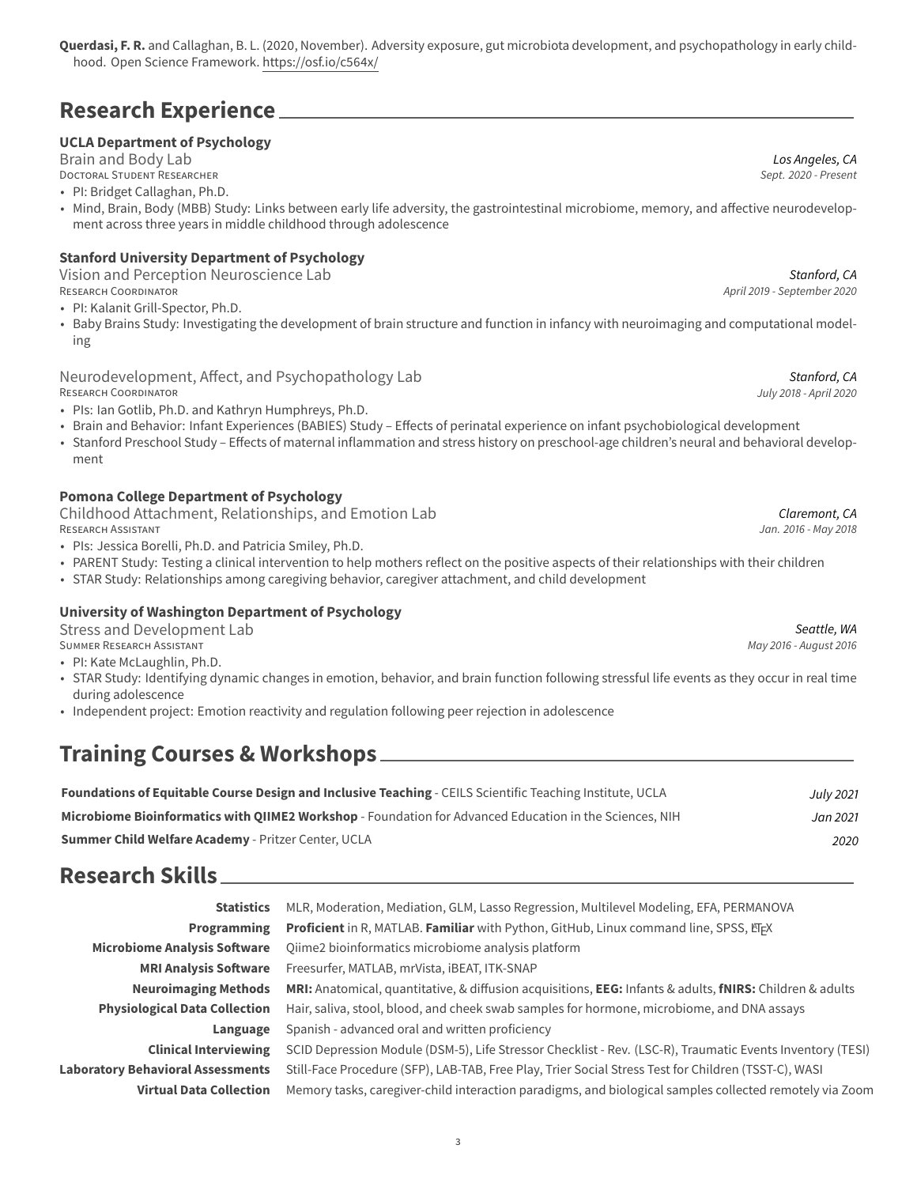**Querdasi, F. R.** and Callaghan, B. L. (2020, November). Adversity exposure, gut microbiota development, and psychopathology in early childhood. Open Science Framework. https://osf.io/c564x/

## Research Experience

**UCLA Department of Psychology**
Brain and Body Lab — *Los Angeles, CA*
Doctoral Student Researcher — *Sept. 2020 - Present*

- PI: Bridget Callaghan, Ph.D.
- Mind, Brain, Body (MBB) Study: Links between early life adversity, the gastrointestinal microbiome, memory, and affective neurodevelopment across three years in middle childhood through adolescence

**Stanford University Department of Psychology**
Vision and Perception Neuroscience Lab — *Stanford, CA*
Research Coordinator — *April 2019 - September 2020*

- PI: Kalanit Grill-Spector, Ph.D.
- Baby Brains Study: Investigating the development of brain structure and function in infancy with neuroimaging and computational modeling

Neurodevelopment, Affect, and Psychopathology Lab — *Stanford, CA*
Research Coordinator — *July 2018 - April 2020*

- PIs: Ian Gotlib, Ph.D. and Kathryn Humphreys, Ph.D.
- Brain and Behavior: Infant Experiences (BABIES) Study – Effects of perinatal experience on infant psychobiological development
- Stanford Preschool Study – Effects of maternal inflammation and stress history on preschool-age children's neural and behavioral development

**Pomona College Department of Psychology**
Childhood Attachment, Relationships, and Emotion Lab — *Claremont, CA*
Research Assistant — *Jan. 2016 - May 2018*

- PIs: Jessica Borelli, Ph.D. and Patricia Smiley, Ph.D.
- PARENT Study: Testing a clinical intervention to help mothers reflect on the positive aspects of their relationships with their children
- STAR Study: Relationships among caregiving behavior, caregiver attachment, and child development

**University of Washington Department of Psychology**
Stress and Development Lab — *Seattle, WA*
Summer Research Assistant — *May 2016 - August 2016*

- PI: Kate McLaughlin, Ph.D.
- STAR Study: Identifying dynamic changes in emotion, behavior, and brain function following stressful life events as they occur in real time during adolescence
- Independent project: Emotion reactivity and regulation following peer rejection in adolescence

## Training Courses & Workshops

**Foundations of Equitable Course Design and Inclusive Teaching** - CEILS Scientific Teaching Institute, UCLA — *July 2021*

**Microbiome Bioinformatics with QIIME2 Workshop** - Foundation for Advanced Education in the Sciences, NIH — *Jan 2021*

**Summer Child Welfare Academy** - Pritzer Center, UCLA — *2020*

## Research Skills

**Statistics** MLR, Moderation, Mediation, GLM, Lasso Regression, Multilevel Modeling, EFA, PERMANOVA

**Programming** **Proficient** in R, MATLAB. **Familiar** with Python, GitHub, Linux command line, SPSS, LaTeX

**Microbiome Analysis Software** Qiime2 bioinformatics microbiome analysis platform

**MRI Analysis Software** Freesurfer, MATLAB, mrVista, iBEAT, ITK-SNAP

**Neuroimaging Methods** **MRI:** Anatomical, quantitative, & diffusion acquisitions, **EEG:** Infants & adults, **fNIRS:** Children & adults

**Physiological Data Collection** Hair, saliva, stool, blood, and cheek swab samples for hormone, microbiome, and DNA assays

**Language** Spanish - advanced oral and written proficiency

**Clinical Interviewing** SCID Depression Module (DSM-5), Life Stressor Checklist - Rev. (LSC-R), Traumatic Events Inventory (TESI)

**Laboratory Behavioral Assessments** Still-Face Procedure (SFP), LAB-TAB, Free Play, Trier Social Stress Test for Children (TSST-C), WASI

**Virtual Data Collection** Memory tasks, caregiver-child interaction paradigms, and biological samples collected remotely via Zoom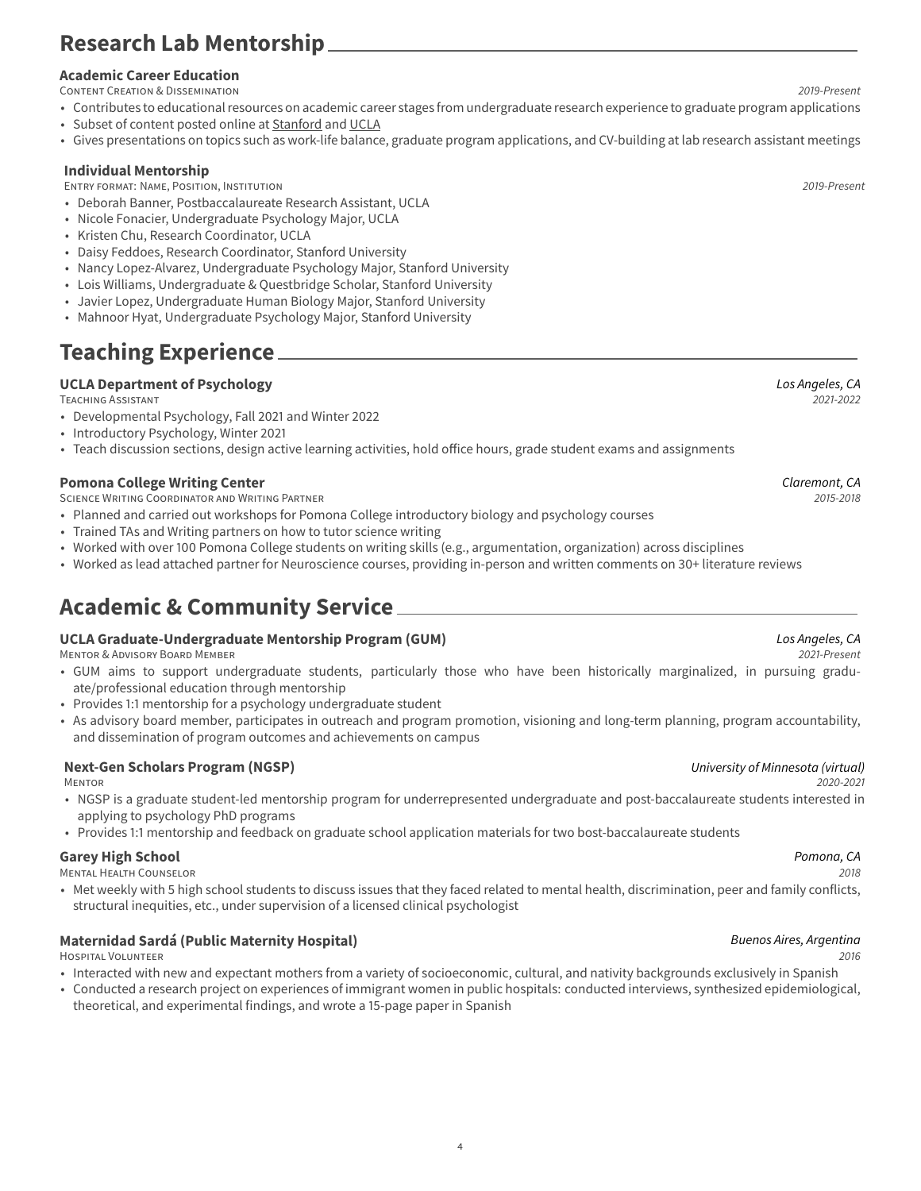# Research Lab Mentorship

### Academic Career Education

Content Creation & Dissemination *2019-Present*

- Contributes to educational resources on academic career stages from undergraduate research experience to graduate program applications
- Subset of content posted online at Stanford and UCLA
- Gives presentations on topics such as work-life balance, graduate program applications, and CV-building at lab research assistant meetings

### Individual Mentorship

Entry format: Name, Position, Institution *2019-Present*

- Deborah Banner, Postbaccalaureate Research Assistant, UCLA
- Nicole Fonacier, Undergraduate Psychology Major, UCLA
- Kristen Chu, Research Coordinator, UCLA
- Daisy Feddoes, Research Coordinator, Stanford University
- Nancy Lopez-Alvarez, Undergraduate Psychology Major, Stanford University
- Lois Williams, Undergraduate & Questbridge Scholar, Stanford University
- Javier Lopez, Undergraduate Human Biology Major, Stanford University
- Mahnoor Hyat, Undergraduate Psychology Major, Stanford University

# Teaching Experience

### UCLA Department of Psychology *Los Angeles, CA*

Teaching Assistant *2021-2022*

- Developmental Psychology, Fall 2021 and Winter 2022
- Introductory Psychology, Winter 2021
- Teach discussion sections, design active learning activities, hold office hours, grade student exams and assignments

### Pomona College Writing Center *Claremont, CA*

Science Writing Coordinator and Writing Partner *2015-2018*

- Planned and carried out workshops for Pomona College introductory biology and psychology courses
- Trained TAs and Writing partners on how to tutor science writing
- Worked with over 100 Pomona College students on writing skills (e.g., argumentation, organization) across disciplines
- Worked as lead attached partner for Neuroscience courses, providing in-person and written comments on 30+ literature reviews

# Academic & Community Service

### UCLA Graduate-Undergraduate Mentorship Program (GUM) *Los Angeles, CA*

Mentor & Advisory Board Member *2021-Present*

- GUM aims to support undergraduate students, particularly those who have been historically marginalized, in pursuing graduate/professional education through mentorship
- Provides 1:1 mentorship for a psychology undergraduate student
- As advisory board member, participates in outreach and program promotion, visioning and long-term planning, program accountability, and dissemination of program outcomes and achievements on campus

### Next-Gen Scholars Program (NGSP) *University of Minnesota (virtual)*

Mentor *2020-2021*

- NGSP is a graduate student-led mentorship program for underrepresented undergraduate and post-baccalaureate students interested in applying to psychology PhD programs
- Provides 1:1 mentorship and feedback on graduate school application materials for two bost-baccalaureate students

### Garey High School *Pomona, CA*

Mental Health Counselor *2018*

- Met weekly with 5 high school students to discuss issues that they faced related to mental health, discrimination, peer and family conflicts, structural inequities, etc., under supervision of a licensed clinical psychologist

### Maternidad Sardá (Public Maternity Hospital) *Buenos Aires, Argentina*

Hospital Volunteer *2016*

- Interacted with new and expectant mothers from a variety of socioeconomic, cultural, and nativity backgrounds exclusively in Spanish
- Conducted a research project on experiences of immigrant women in public hospitals: conducted interviews, synthesized epidemiological, theoretical, and experimental findings, and wrote a 15-page paper in Spanish